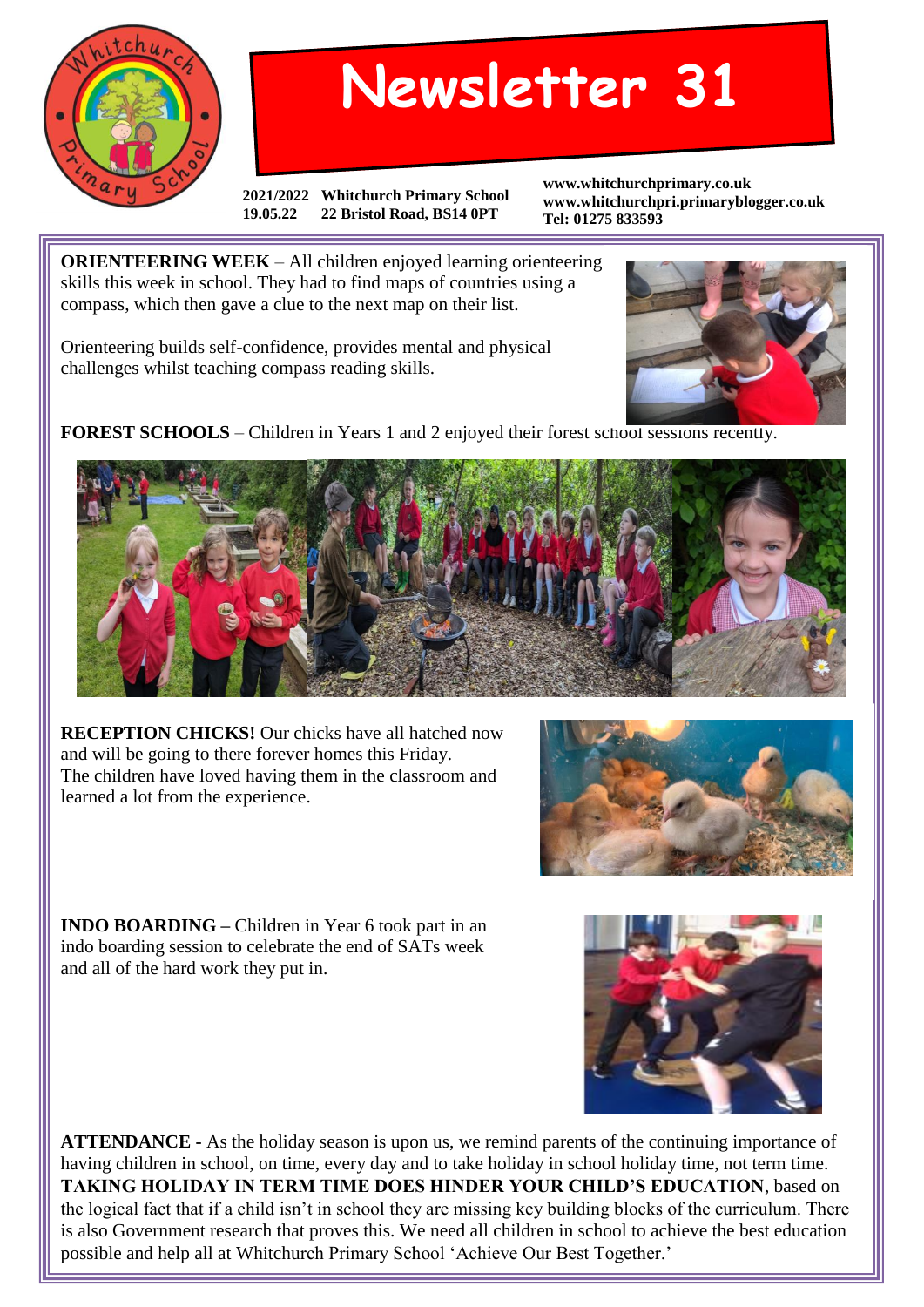# Newsletter 31

**2021/2022 Whitchurch Primary School**
**19.05.22 22 Bristol Road, BS14 0PT**

**www.whitchurchprimary.co.uk**
**www.whitchurchpri.primaryblogger.co.uk**
**Tel: 01275 833593**

**ORIENTEERING WEEK** – All children enjoyed learning orienteering skills this week in school. They had to find maps of countries using a compass, which then gave a clue to the next map on their list.

Orienteering builds self-confidence, provides mental and physical challenges whilst teaching compass reading skills.

**FOREST SCHOOLS** – Children in Years 1 and 2 enjoyed their forest school sessions recently.

**RECEPTION CHICKS!** Our chicks have all hatched now and will be going to there forever homes this Friday. The children have loved having them in the classroom and learned a lot from the experience.

**INDO BOARDING –** Children in Year 6 took part in an indo boarding session to celebrate the end of SATs week and all of the hard work they put in.

**ATTENDANCE -** As the holiday season is upon us, we remind parents of the continuing importance of having children in school, on time, every day and to take holiday in school holiday time, not term time. **TAKING HOLIDAY IN TERM TIME DOES HINDER YOUR CHILD'S EDUCATION**, based on the logical fact that if a child isn't in school they are missing key building blocks of the curriculum. There is also Government research that proves this. We need all children in school to achieve the best education possible and help all at Whitchurch Primary School 'Achieve Our Best Together.'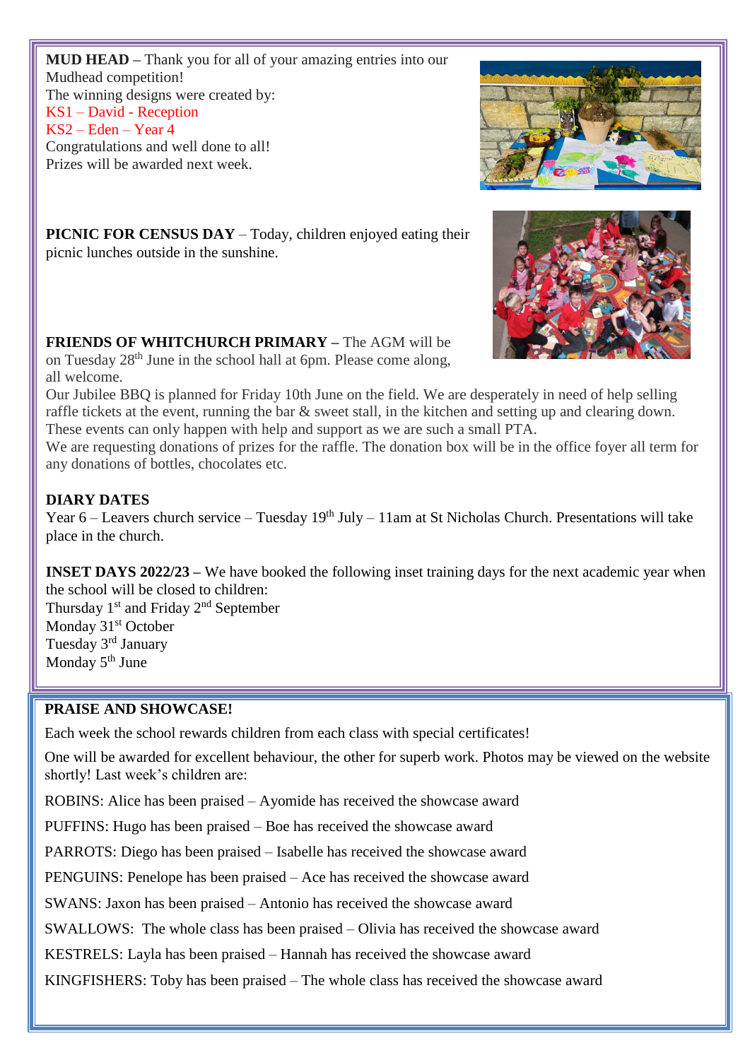**MUD HEAD –** Thank you for all of your amazing entries into our Mudhead competition!
The winning designs were created by:
KS1 – David - Reception
KS2 – Eden – Year 4
Congratulations and well done to all!
Prizes will be awarded next week.

**PICNIC FOR CENSUS DAY** – Today, children enjoyed eating their picnic lunches outside in the sunshine.

**FRIENDS OF WHITCHURCH PRIMARY –** The AGM will be on Tuesday 28th June in the school hall at 6pm. Please come along, all welcome.
Our Jubilee BBQ is planned for Friday 10th June on the field. We are desperately in need of help selling raffle tickets at the event, running the bar & sweet stall, in the kitchen and setting up and clearing down. These events can only happen with help and support as we are such a small PTA.
We are requesting donations of prizes for the raffle. The donation box will be in the office foyer all term for any donations of bottles, chocolates etc.

**DIARY DATES**
Year 6 – Leavers church service – Tuesday 19th July – 11am at St Nicholas Church. Presentations will take place in the church.

**INSET DAYS 2022/23 –** We have booked the following inset training days for the next academic year when the school will be closed to children:
Thursday 1st and Friday 2nd September
Monday 31st October
Tuesday 3rd January
Monday 5th June

**PRAISE AND SHOWCASE!**

Each week the school rewards children from each class with special certificates!

One will be awarded for excellent behaviour, the other for superb work. Photos may be viewed on the website shortly! Last week's children are:

ROBINS: Alice has been praised – Ayomide has received the showcase award

PUFFINS: Hugo has been praised – Boe has received the showcase award

PARROTS: Diego has been praised – Isabelle has received the showcase award

PENGUINS: Penelope has been praised – Ace has received the showcase award

SWANS: Jaxon has been praised – Antonio has received the showcase award

SWALLOWS: The whole class has been praised – Olivia has received the showcase award

KESTRELS: Layla has been praised – Hannah has received the showcase award

KINGFISHERS: Toby has been praised – The whole class has received the showcase award